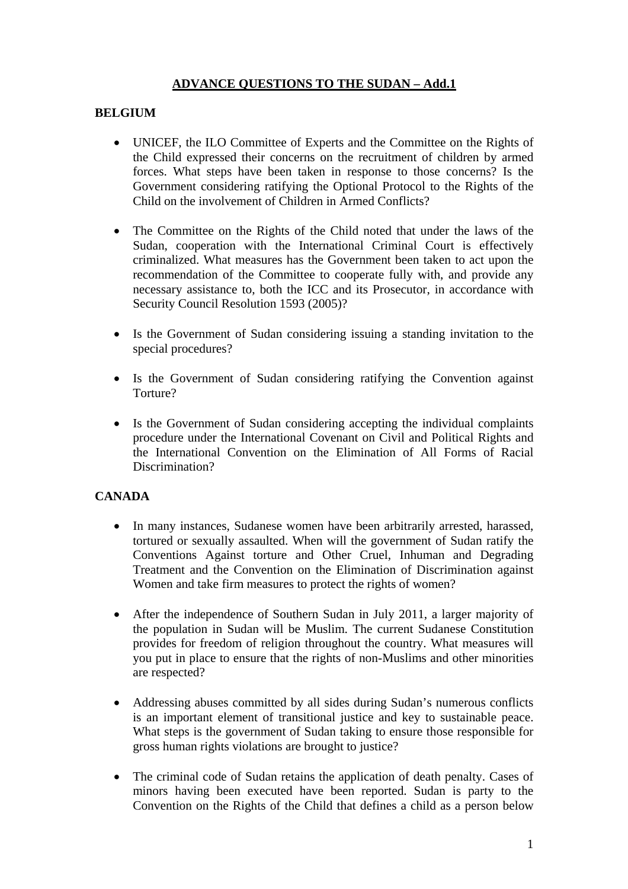# ADVANCE QUESTIONS TO THE SUDAN – Add.1

## BELGIUM

- UNICEF, the ILO Committee of Experts and the Committee on the Rights of the Child expressed their concerns on the recruitment of children by armed forces. What steps have been taken in response to those concerns? Is the Government considering ratifying the Optional Protocol to the Rights of the Child on the involvement of Children in Armed Conflicts?

- The Committee on the Rights of the Child noted that under the laws of the Sudan, cooperation with the International Criminal Court is effectively criminalized. What measures has the Government been taken to act upon the recommendation of the Committee to cooperate fully with, and provide any necessary assistance to, both the ICC and its Prosecutor, in accordance with Security Council Resolution 1593 (2005)?

- Is the Government of Sudan considering issuing a standing invitation to the special procedures?

- Is the Government of Sudan considering ratifying the Convention against Torture?

- Is the Government of Sudan considering accepting the individual complaints procedure under the International Covenant on Civil and Political Rights and the International Convention on the Elimination of All Forms of Racial Discrimination?

## CANADA

- In many instances, Sudanese women have been arbitrarily arrested, harassed, tortured or sexually assaulted. When will the government of Sudan ratify the Conventions Against torture and Other Cruel, Inhuman and Degrading Treatment and the Convention on the Elimination of Discrimination against Women and take firm measures to protect the rights of women?

- After the independence of Southern Sudan in July 2011, a larger majority of the population in Sudan will be Muslim. The current Sudanese Constitution provides for freedom of religion throughout the country. What measures will you put in place to ensure that the rights of non-Muslims and other minorities are respected?

- Addressing abuses committed by all sides during Sudan's numerous conflicts is an important element of transitional justice and key to sustainable peace. What steps is the government of Sudan taking to ensure those responsible for gross human rights violations are brought to justice?

- The criminal code of Sudan retains the application of death penalty. Cases of minors having been executed have been reported. Sudan is party to the Convention on the Rights of the Child that defines a child as a person below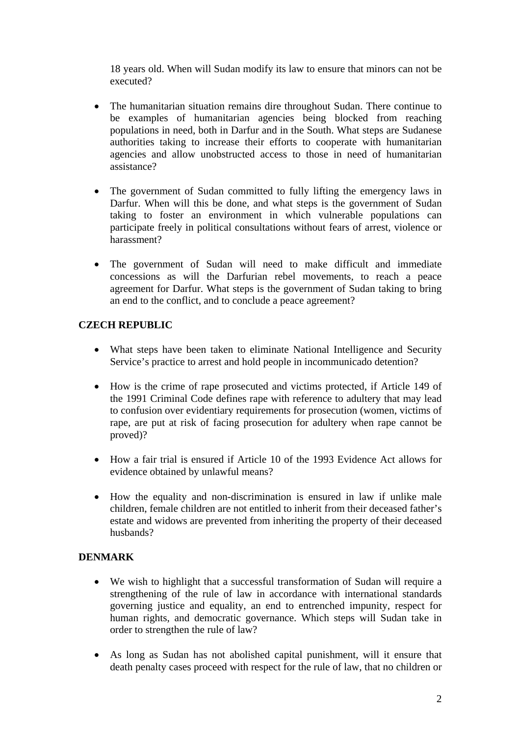18 years old. When will Sudan modify its law to ensure that minors can not be executed?

- The humanitarian situation remains dire throughout Sudan. There continue to be examples of humanitarian agencies being blocked from reaching populations in need, both in Darfur and in the South. What steps are Sudanese authorities taking to increase their efforts to cooperate with humanitarian agencies and allow unobstructed access to those in need of humanitarian assistance?

- The government of Sudan committed to fully lifting the emergency laws in Darfur. When will this be done, and what steps is the government of Sudan taking to foster an environment in which vulnerable populations can participate freely in political consultations without fears of arrest, violence or harassment?

- The government of Sudan will need to make difficult and immediate concessions as will the Darfurian rebel movements, to reach a peace agreement for Darfur. What steps is the government of Sudan taking to bring an end to the conflict, and to conclude a peace agreement?

**CZECH REPUBLIC**

- What steps have been taken to eliminate National Intelligence and Security Service's practice to arrest and hold people in incommunicado detention?

- How is the crime of rape prosecuted and victims protected, if Article 149 of the 1991 Criminal Code defines rape with reference to adultery that may lead to confusion over evidentiary requirements for prosecution (women, victims of rape, are put at risk of facing prosecution for adultery when rape cannot be proved)?

- How a fair trial is ensured if Article 10 of the 1993 Evidence Act allows for evidence obtained by unlawful means?

- How the equality and non-discrimination is ensured in law if unlike male children, female children are not entitled to inherit from their deceased father's estate and widows are prevented from inheriting the property of their deceased husbands?

**DENMARK**

- We wish to highlight that a successful transformation of Sudan will require a strengthening of the rule of law in accordance with international standards governing justice and equality, an end to entrenched impunity, respect for human rights, and democratic governance. Which steps will Sudan take in order to strengthen the rule of law?

- As long as Sudan has not abolished capital punishment, will it ensure that death penalty cases proceed with respect for the rule of law, that no children or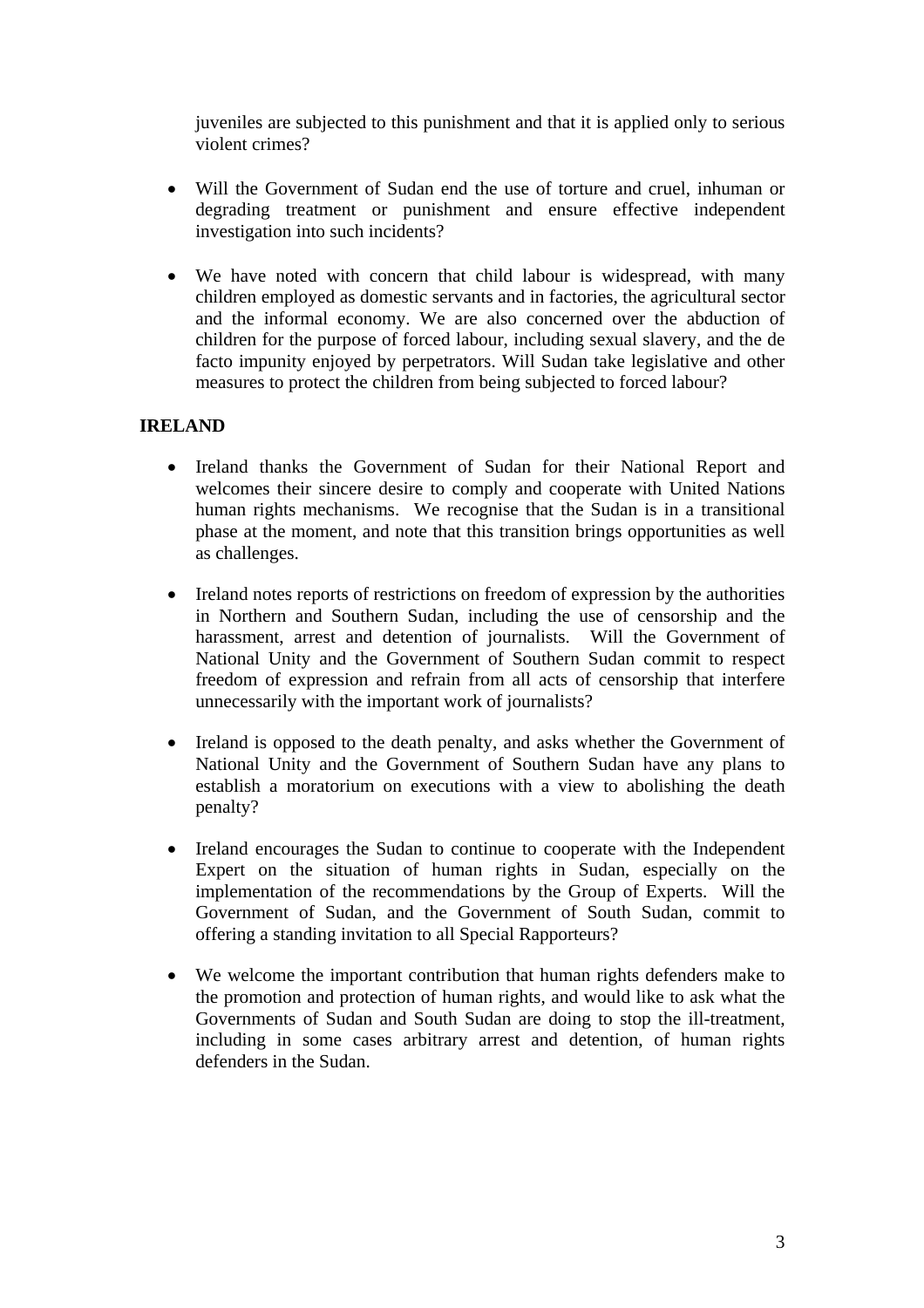juveniles are subjected to this punishment and that it is applied only to serious violent crimes?

- Will the Government of Sudan end the use of torture and cruel, inhuman or degrading treatment or punishment and ensure effective independent investigation into such incidents?

- We have noted with concern that child labour is widespread, with many children employed as domestic servants and in factories, the agricultural sector and the informal economy. We are also concerned over the abduction of children for the purpose of forced labour, including sexual slavery, and the de facto impunity enjoyed by perpetrators. Will Sudan take legislative and other measures to protect the children from being subjected to forced labour?

**IRELAND**

- Ireland thanks the Government of Sudan for their National Report and welcomes their sincere desire to comply and cooperate with United Nations human rights mechanisms. We recognise that the Sudan is in a transitional phase at the moment, and note that this transition brings opportunities as well as challenges.

- Ireland notes reports of restrictions on freedom of expression by the authorities in Northern and Southern Sudan, including the use of censorship and the harassment, arrest and detention of journalists. Will the Government of National Unity and the Government of Southern Sudan commit to respect freedom of expression and refrain from all acts of censorship that interfere unnecessarily with the important work of journalists?

- Ireland is opposed to the death penalty, and asks whether the Government of National Unity and the Government of Southern Sudan have any plans to establish a moratorium on executions with a view to abolishing the death penalty?

- Ireland encourages the Sudan to continue to cooperate with the Independent Expert on the situation of human rights in Sudan, especially on the implementation of the recommendations by the Group of Experts. Will the Government of Sudan, and the Government of South Sudan, commit to offering a standing invitation to all Special Rapporteurs?

- We welcome the important contribution that human rights defenders make to the promotion and protection of human rights, and would like to ask what the Governments of Sudan and South Sudan are doing to stop the ill-treatment, including in some cases arbitrary arrest and detention, of human rights defenders in the Sudan.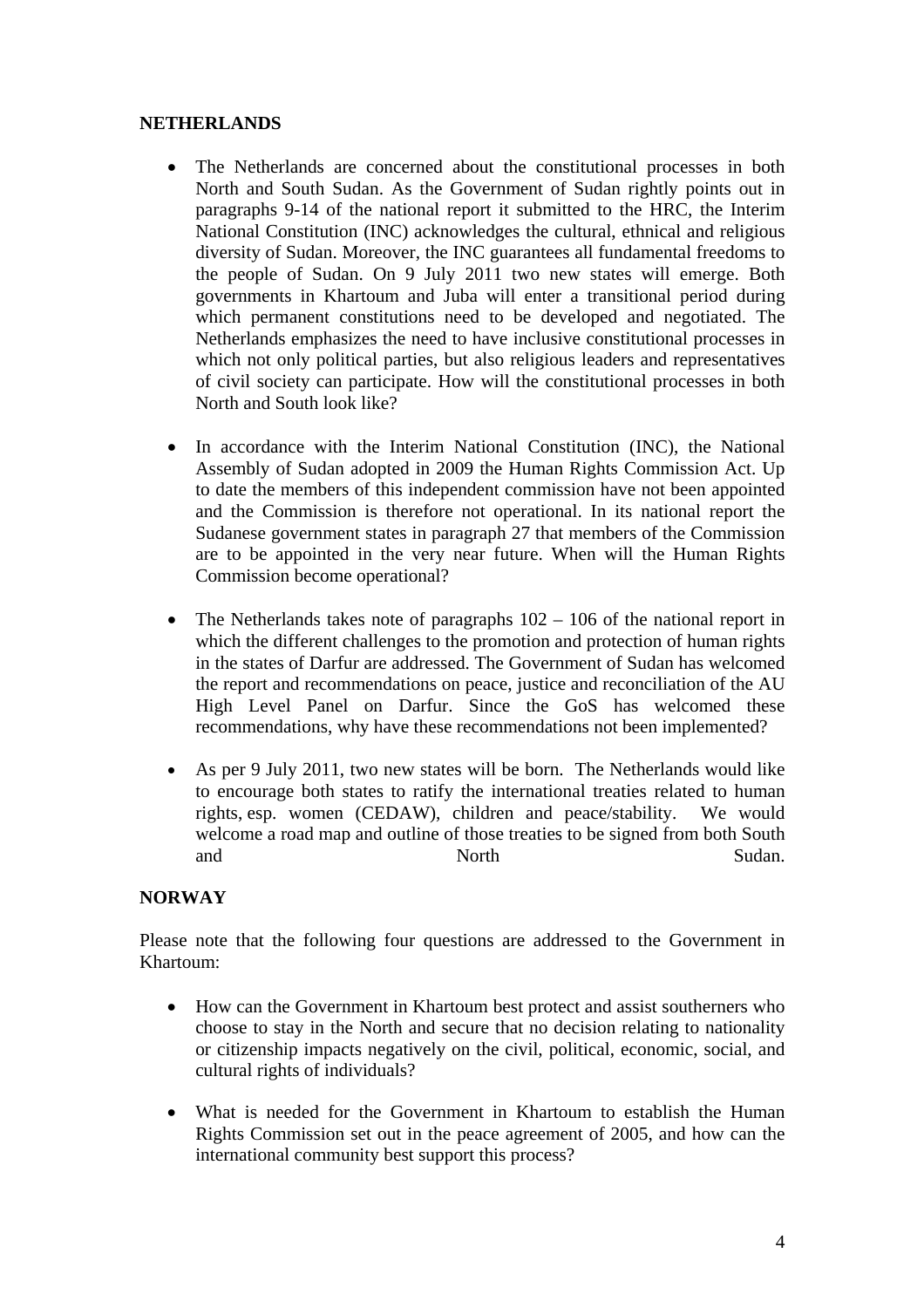**NETHERLANDS**

- The Netherlands are concerned about the constitutional processes in both North and South Sudan. As the Government of Sudan rightly points out in paragraphs 9-14 of the national report it submitted to the HRC, the Interim National Constitution (INC) acknowledges the cultural, ethnical and religious diversity of Sudan. Moreover, the INC guarantees all fundamental freedoms to the people of Sudan. On 9 July 2011 two new states will emerge. Both governments in Khartoum and Juba will enter a transitional period during which permanent constitutions need to be developed and negotiated. The Netherlands emphasizes the need to have inclusive constitutional processes in which not only political parties, but also religious leaders and representatives of civil society can participate. How will the constitutional processes in both North and South look like?

- In accordance with the Interim National Constitution (INC), the National Assembly of Sudan adopted in 2009 the Human Rights Commission Act. Up to date the members of this independent commission have not been appointed and the Commission is therefore not operational. In its national report the Sudanese government states in paragraph 27 that members of the Commission are to be appointed in the very near future. When will the Human Rights Commission become operational?

- The Netherlands takes note of paragraphs 102 – 106 of the national report in which the different challenges to the promotion and protection of human rights in the states of Darfur are addressed. The Government of Sudan has welcomed the report and recommendations on peace, justice and reconciliation of the AU High Level Panel on Darfur. Since the GoS has welcomed these recommendations, why have these recommendations not been implemented?

- As per 9 July 2011, two new states will be born. The Netherlands would like to encourage both states to ratify the international treaties related to human rights, esp. women (CEDAW), children and peace/stability. We would welcome a road map and outline of those treaties to be signed from both South and North Sudan.

**NORWAY**

Please note that the following four questions are addressed to the Government in Khartoum:

- How can the Government in Khartoum best protect and assist southerners who choose to stay in the North and secure that no decision relating to nationality or citizenship impacts negatively on the civil, political, economic, social, and cultural rights of individuals?

- What is needed for the Government in Khartoum to establish the Human Rights Commission set out in the peace agreement of 2005, and how can the international community best support this process?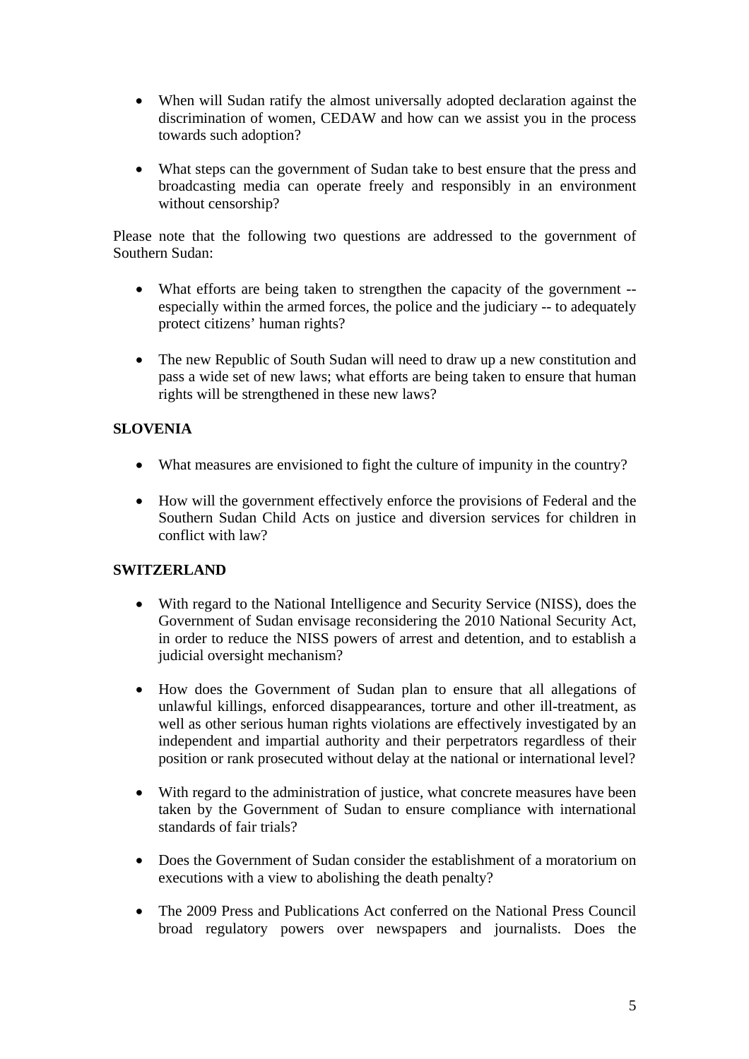- When will Sudan ratify the almost universally adopted declaration against the discrimination of women, CEDAW and how can we assist you in the process towards such adoption?

- What steps can the government of Sudan take to best ensure that the press and broadcasting media can operate freely and responsibly in an environment without censorship?

Please note that the following two questions are addressed to the government of Southern Sudan:

- What efforts are being taken to strengthen the capacity of the government -- especially within the armed forces, the police and the judiciary -- to adequately protect citizens' human rights?

- The new Republic of South Sudan will need to draw up a new constitution and pass a wide set of new laws; what efforts are being taken to ensure that human rights will be strengthened in these new laws?

**SLOVENIA**

- What measures are envisioned to fight the culture of impunity in the country?

- How will the government effectively enforce the provisions of Federal and the Southern Sudan Child Acts on justice and diversion services for children in conflict with law?

**SWITZERLAND**

- With regard to the National Intelligence and Security Service (NISS), does the Government of Sudan envisage reconsidering the 2010 National Security Act, in order to reduce the NISS powers of arrest and detention, and to establish a judicial oversight mechanism?

- How does the Government of Sudan plan to ensure that all allegations of unlawful killings, enforced disappearances, torture and other ill-treatment, as well as other serious human rights violations are effectively investigated by an independent and impartial authority and their perpetrators regardless of their position or rank prosecuted without delay at the national or international level?

- With regard to the administration of justice, what concrete measures have been taken by the Government of Sudan to ensure compliance with international standards of fair trials?

- Does the Government of Sudan consider the establishment of a moratorium on executions with a view to abolishing the death penalty?

- The 2009 Press and Publications Act conferred on the National Press Council broad regulatory powers over newspapers and journalists. Does the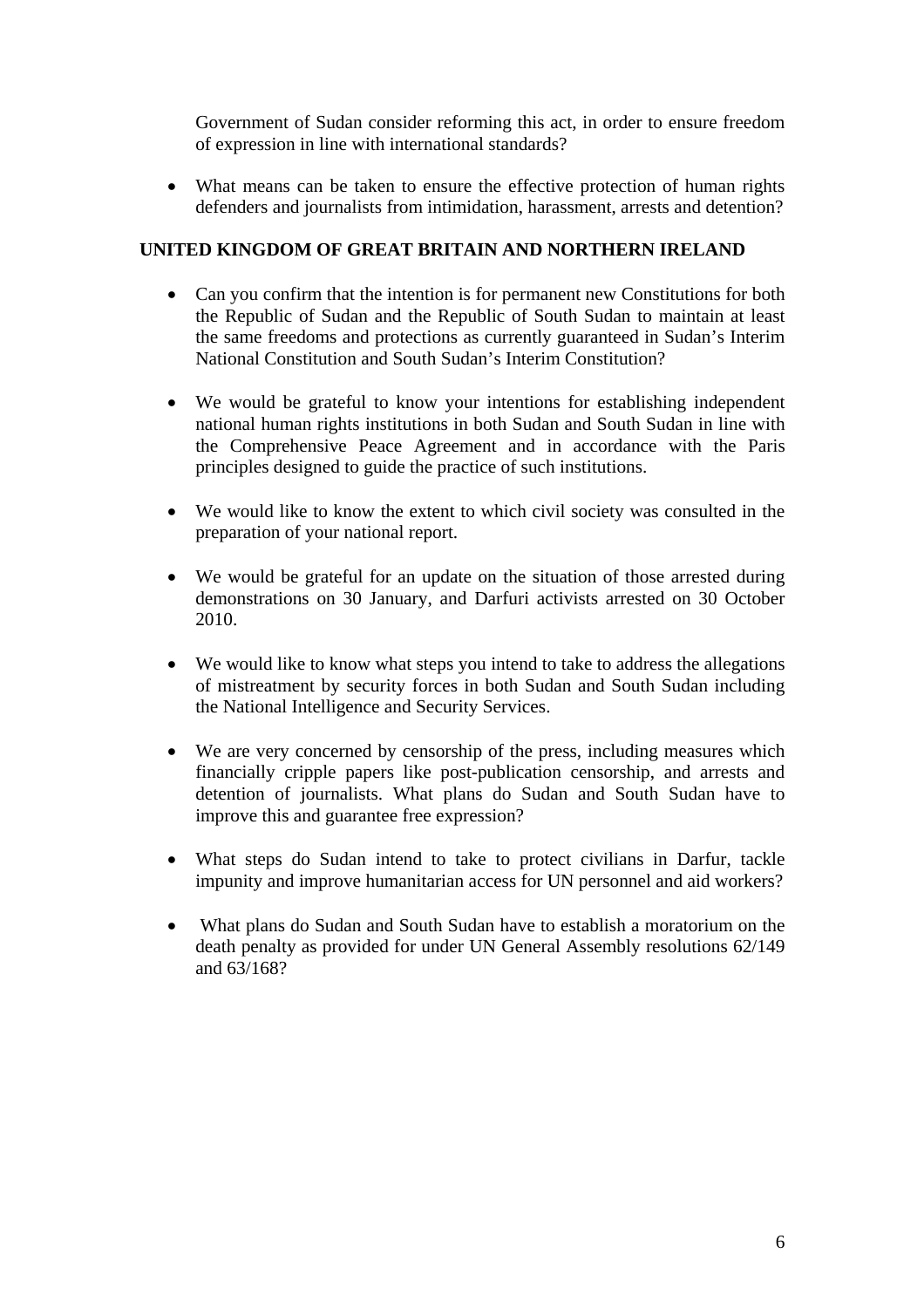Government of Sudan consider reforming this act, in order to ensure freedom of expression in line with international standards?

- What means can be taken to ensure the effective protection of human rights defenders and journalists from intimidation, harassment, arrests and detention?

**UNITED KINGDOM OF GREAT BRITAIN AND NORTHERN IRELAND**

- Can you confirm that the intention is for permanent new Constitutions for both the Republic of Sudan and the Republic of South Sudan to maintain at least the same freedoms and protections as currently guaranteed in Sudan's Interim National Constitution and South Sudan's Interim Constitution?

- We would be grateful to know your intentions for establishing independent national human rights institutions in both Sudan and South Sudan in line with the Comprehensive Peace Agreement and in accordance with the Paris principles designed to guide the practice of such institutions.

- We would like to know the extent to which civil society was consulted in the preparation of your national report.

- We would be grateful for an update on the situation of those arrested during demonstrations on 30 January, and Darfuri activists arrested on 30 October 2010.

- We would like to know what steps you intend to take to address the allegations of mistreatment by security forces in both Sudan and South Sudan including the National Intelligence and Security Services.

- We are very concerned by censorship of the press, including measures which financially cripple papers like post-publication censorship, and arrests and detention of journalists. What plans do Sudan and South Sudan have to improve this and guarantee free expression?

- What steps do Sudan intend to take to protect civilians in Darfur, tackle impunity and improve humanitarian access for UN personnel and aid workers?

- What plans do Sudan and South Sudan have to establish a moratorium on the death penalty as provided for under UN General Assembly resolutions 62/149 and 63/168?